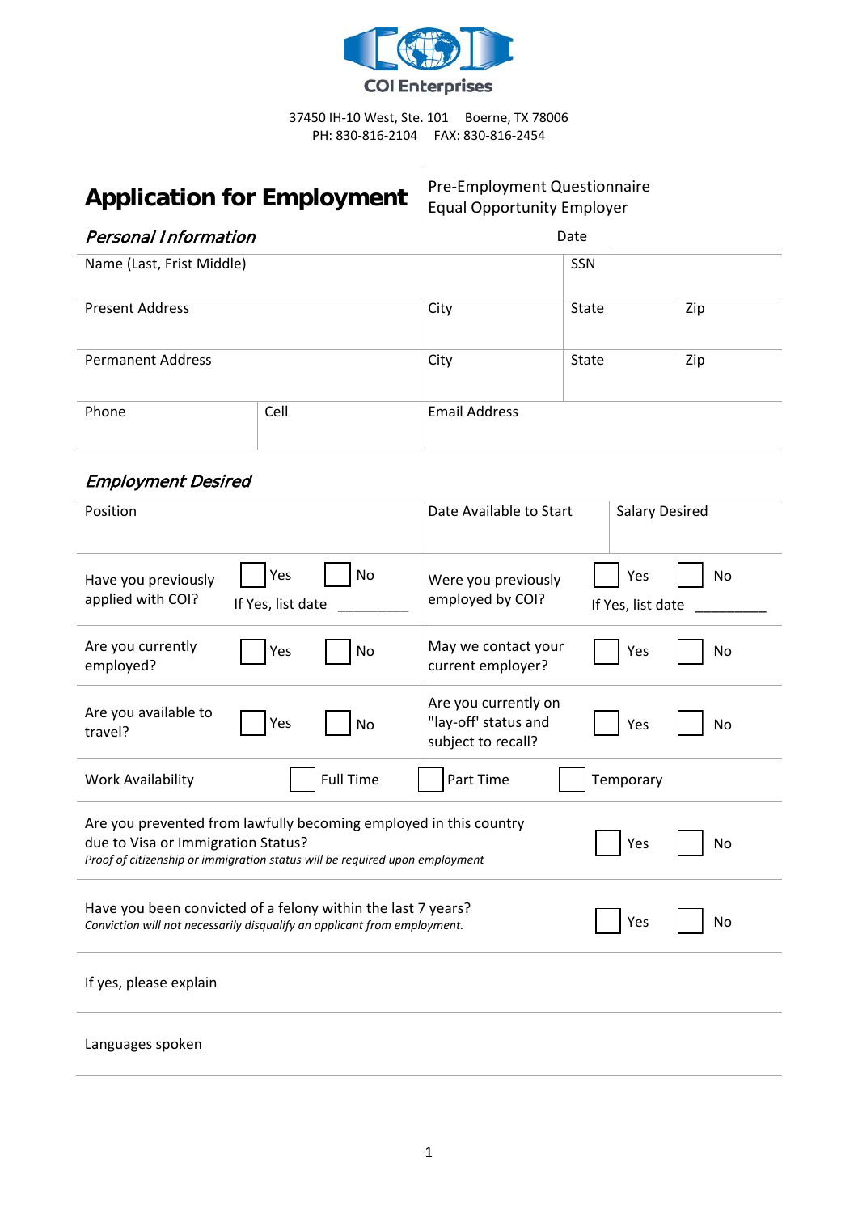COI Enterprises

37450 IH-10 West, Ste. 101 Boerne, TX 78006
PH: 830-816-2104 FAX: 830-816-2454

# Application for Employment

Pre-Employment Questionnaire
Equal Opportunity Employer

## *Personal Information*

Date ____________

| Name (Last, Frist Middle) | | | SSN | |
|---|---|---|---|---|
| Present Address | | City | State | Zip |
| Permanent Address | | City | State | Zip |
| Phone | Cell | Email Address | | |

## *Employment Desired*

| Position | Date Available to Start | Salary Desired |
|---|---|---|
| | | |

| | | | |
|---|---|---|---|
| Have you previously applied with COI? | ☐ Yes ☐ No If Yes, list date ________ | Were you previously employed by COI? | ☐ Yes ☐ No If Yes, list date ________ |
| Are you currently employed? | ☐ Yes ☐ No | May we contact your current employer? | ☐ Yes ☐ No |
| Are you available to travel? | ☐ Yes ☐ No | Are you currently on "lay-off' status and subject to recall? | ☐ Yes ☐ No |

Work Availability ☐ Full Time ☐ Part Time ☐ Temporary

Are you prevented from lawfully becoming employed in this country due to Visa or Immigration Status? ☐ Yes ☐ No
*Proof of citizenship or immigration status will be required upon employment*

Have you been convicted of a felony within the last 7 years? ☐ Yes ☐ No
*Conviction will not necessarily disqualify an applicant from employment.*

If yes, please explain

Languages spoken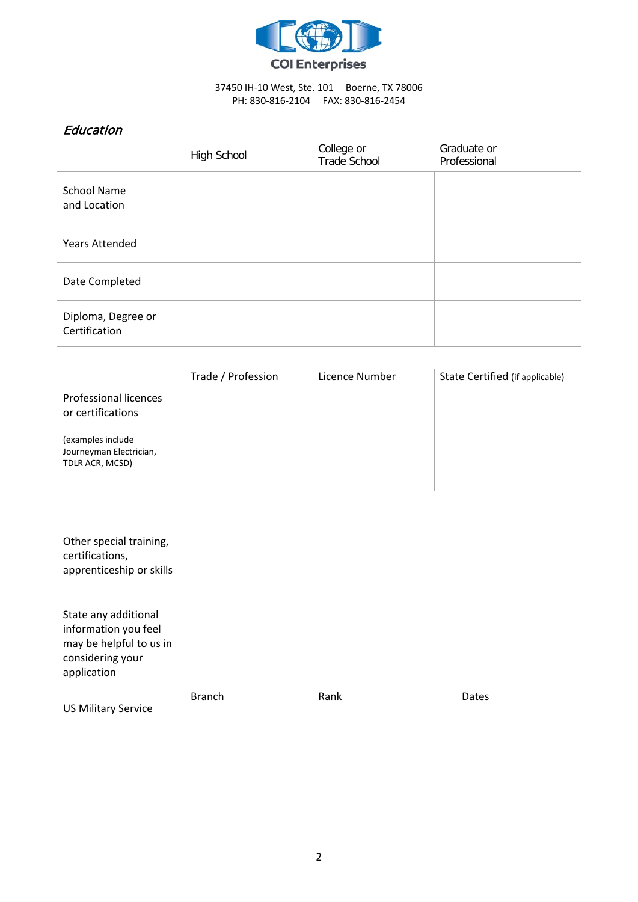COI Enterprises

37450 IH-10 West, Ste. 101 Boerne, TX 78006
PH: 830-816-2104 FAX: 830-816-2454

## *Education*

| | High School | College or Trade School | Graduate or Professional |
|---|---|---|---|
| School Name and Location | | | |
| Years Attended | | | |
| Date Completed | | | |
| Diploma, Degree or Certification | | | |

| | Trade / Profession | Licence Number | State Certified (if applicable) |
|---|---|---|---|
| Professional licences or certifications<br><br>(examples include Journeyman Electrician, TDLR ACR, MCSD) | | | |

| | |
|---|---|
| Other special training, certifications, apprenticeship or skills | |
| State any additional information you feel may be helpful to us in considering your application | |

| | Branch | Rank | Dates |
|---|---|---|---|
| US Military Service | | | |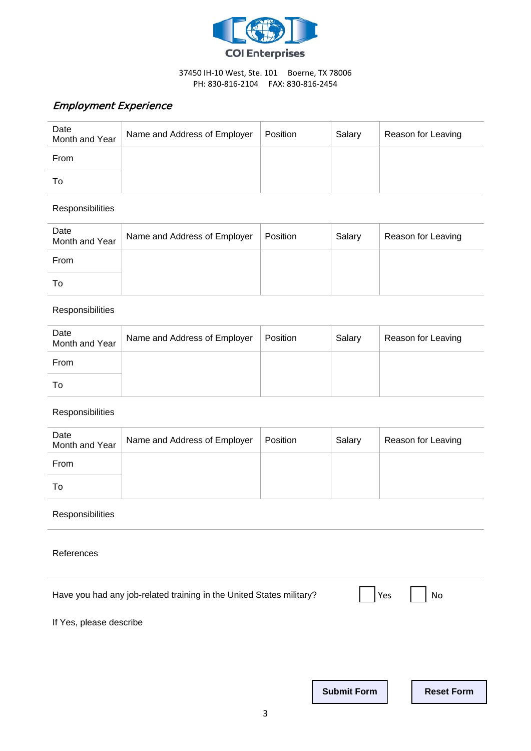COI Enterprises

37450 IH-10 West, Ste. 101 Boerne, TX 78006
PH: 830-816-2104 FAX: 830-816-2454

## *Employment Experience*

| Date Month and Year | Name and Address of Employer | Position | Salary | Reason for Leaving |
|---|---|---|---|---|
| From | | | | |
| To | | | | |

Responsibilities

| Date Month and Year | Name and Address of Employer | Position | Salary | Reason for Leaving |
|---|---|---|---|---|
| From | | | | |
| To | | | | |

Responsibilities

| Date Month and Year | Name and Address of Employer | Position | Salary | Reason for Leaving |
|---|---|---|---|---|
| From | | | | |
| To | | | | |

Responsibilities

| Date Month and Year | Name and Address of Employer | Position | Salary | Reason for Leaving |
|---|---|---|---|---|
| From | | | | |
| To | | | | |

Responsibilities

References

Have you had any job-related training in the United States military? ☐ Yes ☐ No

If Yes, please describe

**Submit Form** **Reset Form**